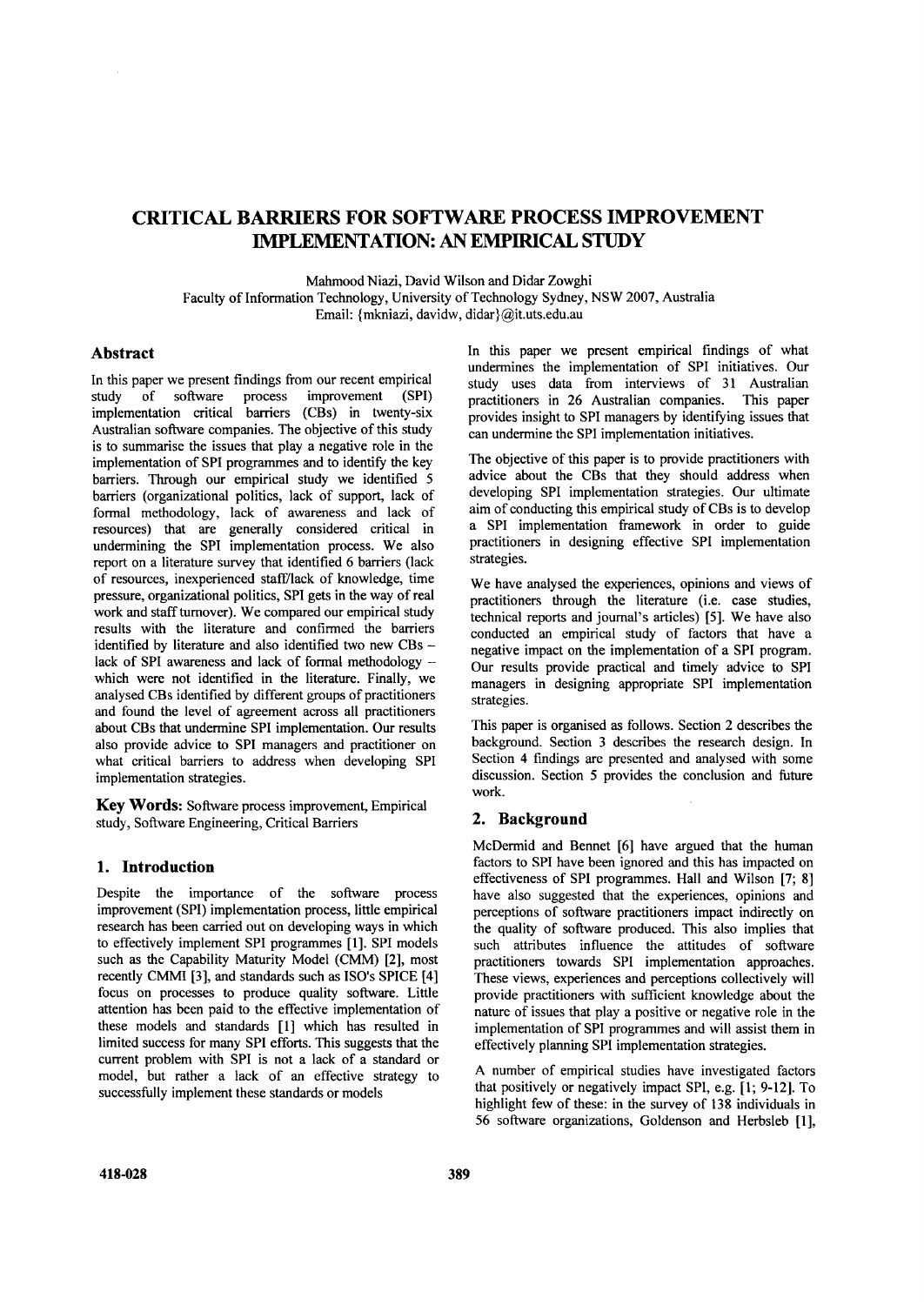# CRITICAL BARRIERS FOR SOFTWARE PROCESS IMPROVEMENT IMPLEMENTATION: AN EMPIRICAL STUDY

Mahmood Niazi, David Wilson and Didar Zowghi
Faculty of Information Technology, University of Technology Sydney, NSW 2007, Australia
Email: {mkniazi, davidw, didar}@it.uts.edu.au

## Abstract

In this paper we present findings from our recent empirical study of software process improvement (SPI) implementation critical barriers (CBs) in twenty-six Australian software companies. The objective of this study is to summarise the issues that play a negative role in the implementation of SPI programmes and to identify the key barriers. Through our empirical study we identified 5 barriers (organizational politics, lack of support, lack of formal methodology, lack of awareness and lack of resources) that are generally considered critical in undermining the SPI implementation process. We also report on a literature survey that identified 6 barriers (lack of resources, inexperienced staff/lack of knowledge, time pressure, organizational politics, SPI gets in the way of real work and staff turnover). We compared our empirical study results with the literature and confirmed the barriers identified by literature and also identified two new CBs – lack of SPI awareness and lack of formal methodology – which were not identified in the literature. Finally, we analysed CBs identified by different groups of practitioners and found the level of agreement across all practitioners about CBs that undermine SPI implementation. Our results also provide advice to SPI managers and practitioner on what critical barriers to address when developing SPI implementation strategies.

**Key Words:** Software process improvement, Empirical study, Software Engineering, Critical Barriers

## 1. Introduction

Despite the importance of the software process improvement (SPI) implementation process, little empirical research has been carried out on developing ways in which to effectively implement SPI programmes [1]. SPI models such as the Capability Maturity Model (CMM) [2], most recently CMMI [3], and standards such as ISO's SPICE [4] focus on processes to produce quality software. Little attention has been paid to the effective implementation of these models and standards [1] which has resulted in limited success for many SPI efforts. This suggests that the current problem with SPI is not a lack of a standard or model, but rather a lack of an effective strategy to successfully implement these standards or models

In this paper we present empirical findings of what undermines the implementation of SPI initiatives. Our study uses data from interviews of 31 Australian practitioners in 26 Australian companies. This paper provides insight to SPI managers by identifying issues that can undermine the SPI implementation initiatives.

The objective of this paper is to provide practitioners with advice about the CBs that they should address when developing SPI implementation strategies. Our ultimate aim of conducting this empirical study of CBs is to develop a SPI implementation framework in order to guide practitioners in designing effective SPI implementation strategies.

We have analysed the experiences, opinions and views of practitioners through the literature (i.e. case studies, technical reports and journal's articles) [5]. We have also conducted an empirical study of factors that have a negative impact on the implementation of a SPI program. Our results provide practical and timely advice to SPI managers in designing appropriate SPI implementation strategies.

This paper is organised as follows. Section 2 describes the background. Section 3 describes the research design. In Section 4 findings are presented and analysed with some discussion. Section 5 provides the conclusion and future work.

## 2. Background

McDermid and Bennet [6] have argued that the human factors to SPI have been ignored and this has impacted on effectiveness of SPI programmes. Hall and Wilson [7; 8] have also suggested that the experiences, opinions and perceptions of software practitioners impact indirectly on the quality of software produced. This also implies that such attributes influence the attitudes of software practitioners towards SPI implementation approaches. These views, experiences and perceptions collectively will provide practitioners with sufficient knowledge about the nature of issues that play a positive or negative role in the implementation of SPI programmes and will assist them in effectively planning SPI implementation strategies.

A number of empirical studies have investigated factors that positively or negatively impact SPI, e.g. [1; 9-12]. To highlight few of these: in the survey of 138 individuals in 56 software organizations, Goldenson and Herbsleb [1],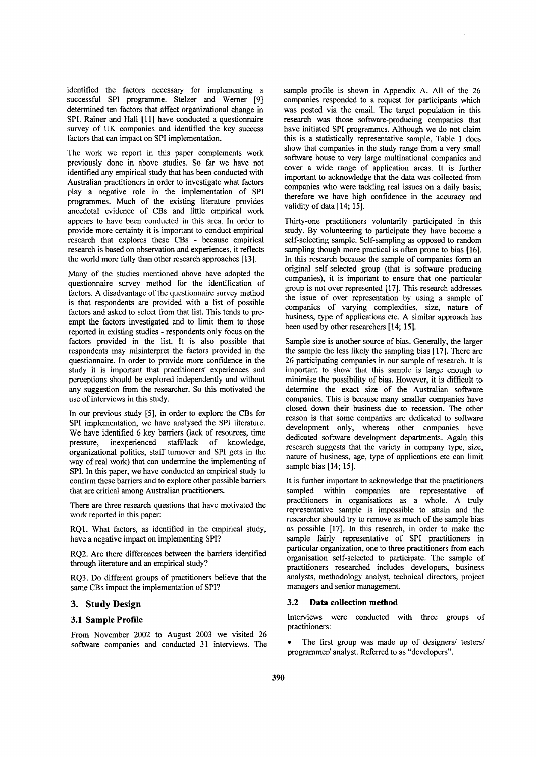identified the factors necessary for implementing a successful SPI programme. Stelzer and Werner [9] determined ten factors that affect organizational change in SPI. Rainer and Hall [11] have conducted a questionnaire survey of UK companies and identified the key success factors that can impact on SPI implementation.

The work we report in this paper complements work previously done in above studies. So far we have not identified any empirical study that has been conducted with Australian practitioners in order to investigate what factors play a negative role in the implementation of SPI programmes. Much of the existing literature provides anecdotal evidence of CBs and little empirical work appears to have been conducted in this area. In order to provide more certainty it is important to conduct empirical research that explores these CBs - because empirical research is based on observation and experiences, it reflects the world more fully than other research approaches [13].

Many of the studies mentioned above have adopted the questionnaire survey method for the identification of factors. A disadvantage of the questionnaire survey method is that respondents are provided with a list of possible factors and asked to select from that list. This tends to pre-empt the factors investigated and to limit them to those reported in existing studies - respondents only focus on the factors provided in the list. It is also possible that respondents may misinterpret the factors provided in the questionnaire. In order to provide more confidence in the study it is important that practitioners' experiences and perceptions should be explored independently and without any suggestion from the researcher. So this motivated the use of interviews in this study.

In our previous study [5], in order to explore the CBs for SPI implementation, we have analysed the SPI literature. We have identified 6 key barriers (lack of resources, time pressure, inexperienced staff/lack of knowledge, organizational politics, staff turnover and SPI gets in the way of real work) that can undermine the implementing of SPI. In this paper, we have conducted an empirical study to confirm these barriers and to explore other possible barriers that are critical among Australian practitioners.

There are three research questions that have motivated the work reported in this paper:

RQ1. What factors, as identified in the empirical study, have a negative impact on implementing SPI?

RQ2. Are there differences between the barriers identified through literature and an empirical study?

RQ3. Do different groups of practitioners believe that the same CBs impact the implementation of SPI?

## 3. Study Design

### 3.1 Sample Profile

From November 2002 to August 2003 we visited 26 software companies and conducted 31 interviews. The sample profile is shown in Appendix A. All of the 26 companies responded to a request for participants which was posted via the email. The target population in this research was those software-producing companies that have initiated SPI programmes. Although we do not claim this is a statistically representative sample, Table 1 does show that companies in the study range from a very small software house to very large multinational companies and cover a wide range of application areas. It is further important to acknowledge that the data was collected from companies who were tackling real issues on a daily basis; therefore we have high confidence in the accuracy and validity of data [14; 15].

Thirty-one practitioners voluntarily participated in this study. By volunteering to participate they have become a self-selecting sample. Self-sampling as opposed to random sampling though more practical is often prone to bias [16]. In this research because the sample of companies form an original self-selected group (that is software producing companies), it is important to ensure that one particular group is not over represented [17]. This research addresses the issue of over representation by using a sample of companies of varying complexities, size, nature of business, type of applications etc. A similar approach has been used by other researchers [14; 15].

Sample size is another source of bias. Generally, the larger the sample the less likely the sampling bias [17]. There are 26 participating companies in our sample of research. It is important to show that this sample is large enough to minimise the possibility of bias. However, it is difficult to determine the exact size of the Australian software companies. This is because many smaller companies have closed down their business due to recession. The other reason is that some companies are dedicated to software development only, whereas other companies have dedicated software development departments. Again this research suggests that the variety in company type, size, nature of business, age, type of applications etc can limit sample bias [14; 15].

It is further important to acknowledge that the practitioners sampled within companies are representative of practitioners in organisations as a whole. A truly representative sample is impossible to attain and the researcher should try to remove as much of the sample bias as possible [17]. In this research, in order to make the sample fairly representative of SPI practitioners in particular organization, one to three practitioners from each organisation self-selected to participate. The sample of practitioners researched includes developers, business analysts, methodology analyst, technical directors, project managers and senior management.

### 3.2 Data collection method

Interviews were conducted with three groups of practitioners:

- The first group was made up of designers/ testers/ programmer/ analyst. Referred to as "developers".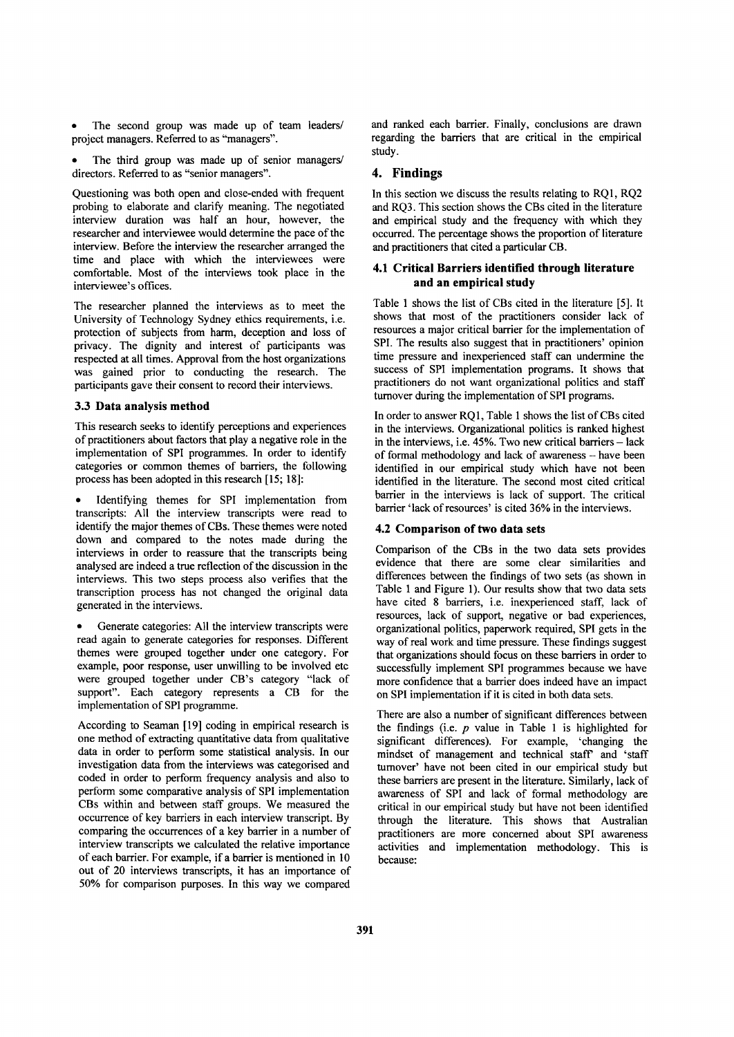- The second group was made up of team leaders/ project managers. Referred to as "managers".
- The third group was made up of senior managers/ directors. Referred to as "senior managers".

Questioning was both open and close-ended with frequent probing to elaborate and clarify meaning. The negotiated interview duration was half an hour, however, the researcher and interviewee would determine the pace of the interview. Before the interview the researcher arranged the time and place with which the interviewees were comfortable. Most of the interviews took place in the interviewee's offices.

The researcher planned the interviews as to meet the University of Technology Sydney ethics requirements, i.e. protection of subjects from harm, deception and loss of privacy. The dignity and interest of participants was respected at all times. Approval from the host organizations was gained prior to conducting the research. The participants gave their consent to record their interviews.

### 3.3 Data analysis method

This research seeks to identify perceptions and experiences of practitioners about factors that play a negative role in the implementation of SPI programmes. In order to identify categories or common themes of barriers, the following process has been adopted in this research [15; 18]:

- Identifying themes for SPI implementation from transcripts: All the interview transcripts were read to identify the major themes of CBs. These themes were noted down and compared to the notes made during the interviews in order to reassure that the transcripts being analysed are indeed a true reflection of the discussion in the interviews. This two steps process also verifies that the transcription process has not changed the original data generated in the interviews.
- Generate categories: All the interview transcripts were read again to generate categories for responses. Different themes were grouped together under one category. For example, poor response, user unwilling to be involved etc were grouped together under CB's category "lack of support". Each category represents a CB for the implementation of SPI programme.

According to Seaman [19] coding in empirical research is one method of extracting quantitative data from qualitative data in order to perform some statistical analysis. In our investigation data from the interviews was categorised and coded in order to perform frequency analysis and also to perform some comparative analysis of SPI implementation CBs within and between staff groups. We measured the occurrence of key barriers in each interview transcript. By comparing the occurrences of a key barrier in a number of interview transcripts we calculated the relative importance of each barrier. For example, if a barrier is mentioned in 10 out of 20 interviews transcripts, it has an importance of 50% for comparison purposes. In this way we compared and ranked each barrier. Finally, conclusions are drawn regarding the barriers that are critical in the empirical study.

## 4. Findings

In this section we discuss the results relating to RQ1, RQ2 and RQ3. This section shows the CBs cited in the literature and empirical study and the frequency with which they occurred. The percentage shows the proportion of literature and practitioners that cited a particular CB.

### 4.1 Critical Barriers identified through literature and an empirical study

Table 1 shows the list of CBs cited in the literature [5]. It shows that most of the practitioners consider lack of resources a major critical barrier for the implementation of SPI. The results also suggest that in practitioners' opinion time pressure and inexperienced staff can undermine the success of SPI implementation programs. It shows that practitioners do not want organizational politics and staff turnover during the implementation of SPI programs.

In order to answer RQ1, Table 1 shows the list of CBs cited in the interviews. Organizational politics is ranked highest in the interviews, i.e. 45%. Two new critical barriers – lack of formal methodology and lack of awareness – have been identified in our empirical study which have not been identified in the literature. The second most cited critical barrier in the interviews is lack of support. The critical barrier 'lack of resources' is cited 36% in the interviews.

### 4.2 Comparison of two data sets

Comparison of the CBs in the two data sets provides evidence that there are some clear similarities and differences between the findings of two sets (as shown in Table 1 and Figure 1). Our results show that two data sets have cited 8 barriers, i.e. inexperienced staff, lack of resources, lack of support, negative or bad experiences, organizational politics, paperwork required, SPI gets in the way of real work and time pressure. These findings suggest that organizations should focus on these barriers in order to successfully implement SPI programmes because we have more confidence that a barrier does indeed have an impact on SPI implementation if it is cited in both data sets.

There are also a number of significant differences between the findings (i.e. $p$ value in Table 1 is highlighted for significant differences). For example, 'changing the mindset of management and technical staff' and 'staff turnover' have not been cited in our empirical study but these barriers are present in the literature. Similarly, lack of awareness of SPI and lack of formal methodology are critical in our empirical study but have not been identified through the literature. This shows that Australian practitioners are more concerned about SPI awareness activities and implementation methodology. This is because: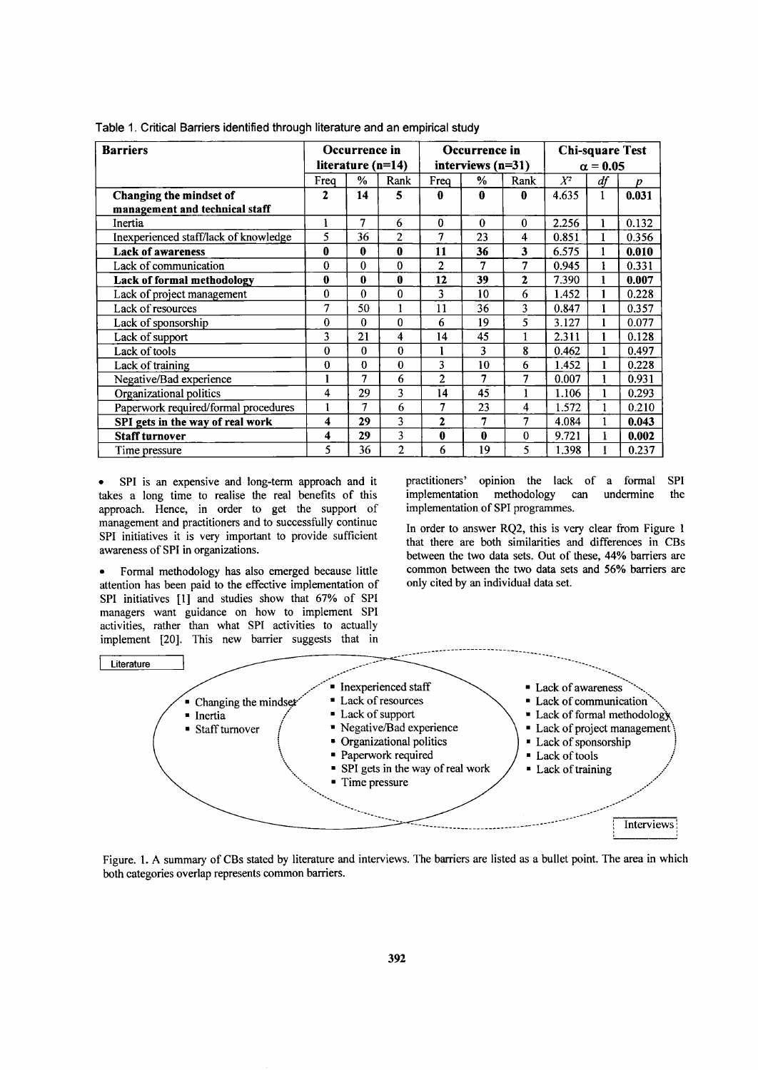Table 1. Critical Barriers identified through literature and an empirical study

| Barriers | Occurrence in literature (n=14) | | | Occurrence in interviews (n=31) | | | Chi-square Test $\alpha = 0.05$ | | |
|---|---|---|---|---|---|---|---|---|---|
| | Freq | % | Rank | Freq | % | Rank | $X^2$ | $df$ | $p$ |
| **Changing the mindset of management and technical staff** | **2** | **14** | **5** | **0** | **0** | **0** | 4.635 | 1 | **0.031** |
| Inertia | 1 | 7 | 6 | 0 | 0 | 0 | 2.256 | 1 | 0.132 |
| Inexperienced staff/lack of knowledge | 5 | 36 | 2 | 7 | 23 | 4 | 0.851 | 1 | 0.356 |
| **Lack of awareness** | **0** | **0** | **0** | **11** | **36** | **3** | 6.575 | 1 | **0.010** |
| Lack of communication | 0 | 0 | 0 | 2 | 7 | 7 | 0.945 | 1 | 0.331 |
| **Lack of formal methodology** | **0** | **0** | **0** | **12** | **39** | **2** | 7.390 | 1 | **0.007** |
| Lack of project management | 0 | 0 | 0 | 3 | 10 | 6 | 1.452 | 1 | 0.228 |
| Lack of resources | 7 | 50 | 1 | 11 | 36 | 3 | 0.847 | 1 | 0.357 |
| Lack of sponsorship | 0 | 0 | 0 | 6 | 19 | 5 | 3.127 | 1 | 0.077 |
| Lack of support | 3 | 21 | 4 | 14 | 45 | 1 | 2.311 | 1 | 0.128 |
| Lack of tools | 0 | 0 | 0 | 1 | 3 | 8 | 0.462 | 1 | 0.497 |
| Lack of training | 0 | 0 | 0 | 3 | 10 | 6 | 1.452 | 1 | 0.228 |
| Negative/Bad experience | 1 | 7 | 6 | 2 | 7 | 7 | 0.007 | 1 | 0.931 |
| Organizational politics | 4 | 29 | 3 | 14 | 45 | 1 | 1.106 | 1 | 0.293 |
| Paperwork required/formal procedures | 1 | 7 | 6 | 7 | 23 | 4 | 1.572 | 1 | 0.210 |
| **SPI gets in the way of real work** | **4** | **29** | **3** | **2** | **7** | **7** | 4.084 | 1 | **0.043** |
| **Staff turnover** | **4** | **29** | **3** | **0** | **0** | **0** | 9.721 | 1 | **0.002** |
| Time pressure | 5 | 36 | 2 | 6 | 19 | 5 | 1.398 | 1 | 0.237 |

- SPI is an expensive and long-term approach and it takes a long time to realise the real benefits of this approach. Hence, in order to get the support of management and practitioners and to successfully continue SPI initiatives it is very important to provide sufficient awareness of SPI in organizations.

- Formal methodology has also emerged because little attention has been paid to the effective implementation of SPI initiatives [1] and studies show that 67% of SPI managers want guidance on how to implement SPI activities, rather than what SPI activities to actually implement [20]. This new barrier suggests that in practitioners' opinion the lack of a formal SPI implementation methodology can undermine the implementation of SPI programmes.

In order to answer RQ2, this is very clear from Figure 1 that there are both similarities and differences in CBs between the two data sets. Out of these, 44% barriers are common between the two data sets and 56% barriers are only cited by an individual data set.

Literature

- Changing the mindset
- Inertia
- Staff turnover

Common (Literature and Interviews)

- Inexperienced staff
- Lack of resources
- Lack of support
- Negative/Bad experience
- Organizational politics
- Paperwork required
- SPI gets in the way of real work
- Time pressure

Interviews

- Lack of awareness
- Lack of communication
- Lack of formal methodology
- Lack of project management
- Lack of sponsorship
- Lack of tools
- Lack of training

Figure. 1. A summary of CBs stated by literature and interviews. The barriers are listed as a bullet point. The area in which both categories overlap represents common barriers.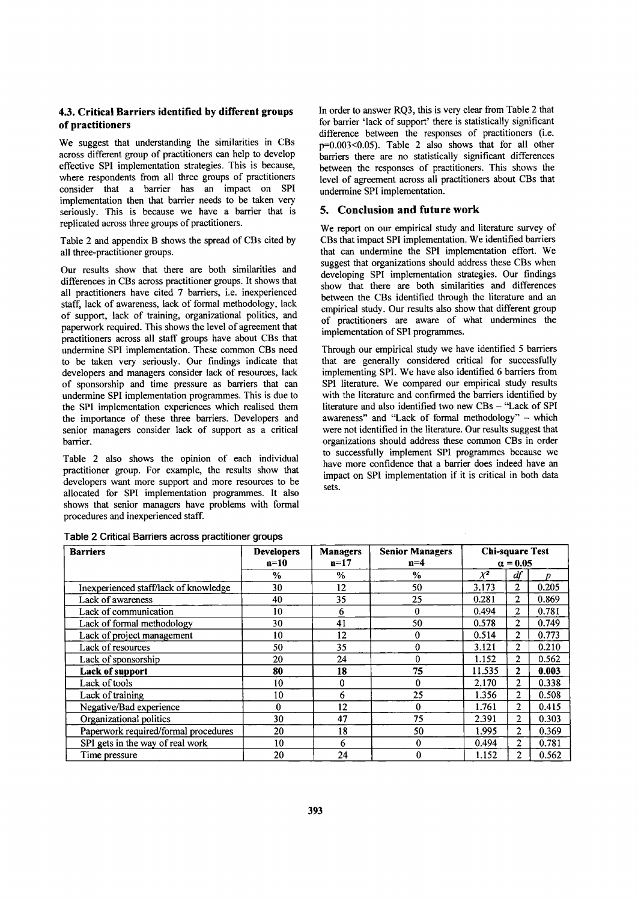### 4.3. Critical Barriers identified by different groups of practitioners

We suggest that understanding the similarities in CBs across different group of practitioners can help to develop effective SPI implementation strategies. This is because, where respondents from all three groups of practitioners consider that a barrier has an impact on SPI implementation then that barrier needs to be taken very seriously. This is because we have a barrier that is replicated across three groups of practitioners.

Table 2 and appendix B shows the spread of CBs cited by all three-practitioner groups.

Our results show that there are both similarities and differences in CBs across practitioner groups. It shows that all practitioners have cited 7 barriers, i.e. inexperienced staff, lack of awareness, lack of formal methodology, lack of support, lack of training, organizational politics, and paperwork required. This shows the level of agreement that practitioners across all staff groups have about CBs that undermine SPI implementation. These common CBs need to be taken very seriously. Our findings indicate that developers and managers consider lack of resources, lack of sponsorship and time pressure as barriers that can undermine SPI implementation programmes. This is due to the SPI implementation experiences which realised them the importance of these three barriers. Developers and senior managers consider lack of support as a critical barrier.

Table 2 also shows the opinion of each individual practitioner group. For example, the results show that developers want more support and more resources to be allocated for SPI implementation programmes. It also shows that senior managers have problems with formal procedures and inexperienced staff.

In order to answer RQ3, this is very clear from Table 2 that for barrier 'lack of support' there is statistically significant difference between the responses of practitioners (i.e. $p=0.003<0.05$). Table 2 also shows that for all other barriers there are no statistically significant differences between the responses of practitioners. This shows the level of agreement across all practitioners about CBs that undermine SPI implementation.

## 5. Conclusion and future work

We report on our empirical study and literature survey of CBs that impact SPI implementation. We identified barriers that can undermine the SPI implementation effort. We suggest that organizations should address these CBs when developing SPI implementation strategies. Our findings show that there are both similarities and differences between the CBs identified through the literature and an empirical study. Our results also show that different group of practitioners are aware of what undermines the implementation of SPI programmes.

Through our empirical study we have identified 5 barriers that are generally considered critical for successfully implementing SPI. We have also identified 6 barriers from SPI literature. We compared our empirical study results with the literature and confirmed the barriers identified by literature and also identified two new CBs – "Lack of SPI awareness" and "Lack of formal methodology" – which were not identified in the literature. Our results suggest that organizations should address these common CBs in order to successfully implement SPI programmes because we have more confidence that a barrier does indeed have an impact on SPI implementation if it is critical in both data sets.

**Table 2 Critical Barriers across practitioner groups**

| Barriers | Developers n=10 | Managers n=17 | Senior Managers n=4 | Chi-square Test $\alpha = 0.05$ | | |
|---|---|---|---|---|---|---|
| | % | % | % | $X^2$ | df | p |
| Inexperienced staff/lack of knowledge | 30 | 12 | 50 | 3.173 | 2 | 0.205 |
| Lack of awareness | 40 | 35 | 25 | 0.281 | 2 | 0.869 |
| Lack of communication | 10 | 6 | 0 | 0.494 | 2 | 0.781 |
| Lack of formal methodology | 30 | 41 | 50 | 0.578 | 2 | 0.749 |
| Lack of project management | 10 | 12 | 0 | 0.514 | 2 | 0.773 |
| Lack of resources | 50 | 35 | 0 | 3.121 | 2 | 0.210 |
| Lack of sponsorship | 20 | 24 | 0 | 1.152 | 2 | 0.562 |
| **Lack of support** | **80** | **18** | **75** | **11.535** | **2** | **0.003** |
| Lack of tools | 10 | 0 | 0 | 2.170 | 2 | 0.338 |
| Lack of training | 10 | 6 | 25 | 1.356 | 2 | 0.508 |
| Negative/Bad experience | 0 | 12 | 0 | 1.761 | 2 | 0.415 |
| Organizational politics | 30 | 47 | 75 | 2.391 | 2 | 0.303 |
| Paperwork required/formal procedures | 20 | 18 | 50 | 1.995 | 2 | 0.369 |
| SPI gets in the way of real work | 10 | 6 | 0 | 0.494 | 2 | 0.781 |
| Time pressure | 20 | 24 | 0 | 1.152 | 2 | 0.562 |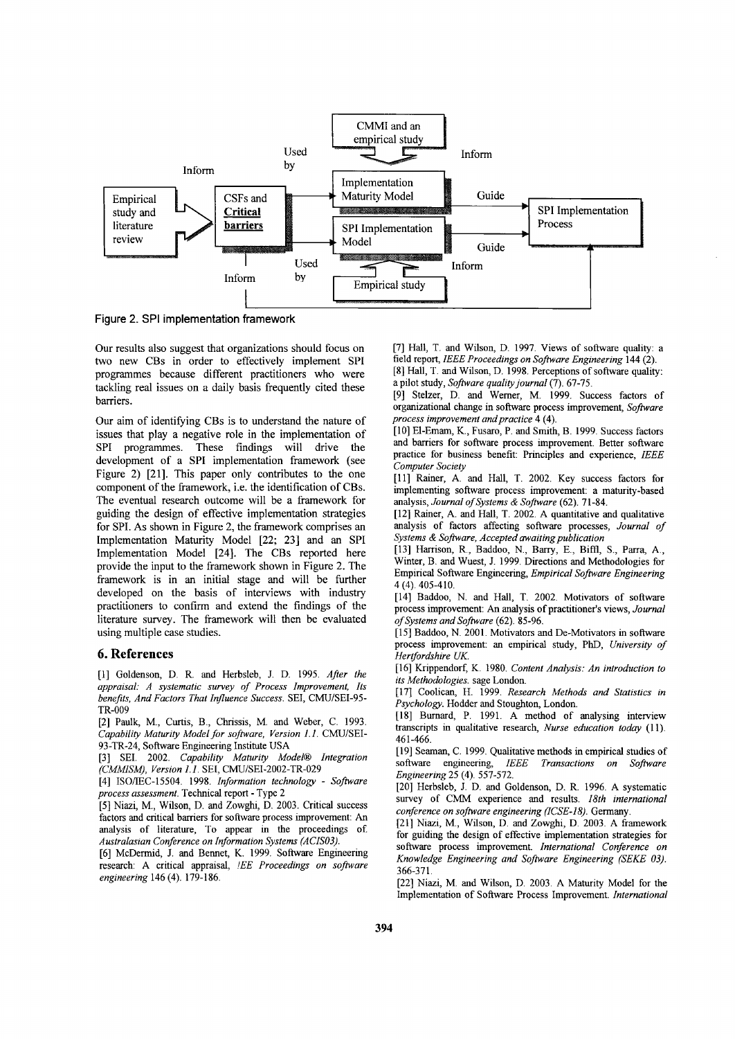Figure 2. SPI implementation framework

Our results also suggest that organizations should focus on two new CBs in order to effectively implement SPI programmes because different practitioners who were tackling real issues on a daily basis frequently cited these barriers.

Our aim of identifying CBs is to understand the nature of issues that play a negative role in the implementation of SPI programmes. These findings will drive the development of a SPI implementation framework (see Figure 2) [21]. This paper only contributes to the one component of the framework, i.e. the identification of CBs. The eventual research outcome will be a framework for guiding the design of effective implementation strategies for SPI. As shown in Figure 2, the framework comprises an Implementation Maturity Model [22; 23] and an SPI Implementation Model [24]. The CBs reported here provide the input to the framework shown in Figure 2. The framework is in an initial stage and will be further developed on the basis of interviews with industry practitioners to confirm and extend the findings of the literature survey. The framework will then be evaluated using multiple case studies.

## 6. References

[1] Goldenson, D. R. and Herbsleb, J. D. 1995. *After the appraisal: A systematic survey of Process Improvement, Its benefits, And Factors That Influence Success.* SEI, CMU/SEI-95-TR-009

[2] Paulk, M., Curtis, B., Chrissis, M. and Weber, C. 1993. *Capability Maturity Model for software, Version 1.1.* CMU/SEI-93-TR-24, Software Engineering Institute USA

[3] SEI. 2002. *Capability Maturity Model® Integration (CMMISM), Version 1.1.* SEI, CMU/SEI-2002-TR-029

[4] ISO/IEC-15504. 1998. *Information technology - Software process assessment.* Technical report - Type 2

[5] Niazi, M., Wilson, D. and Zowghi, D. 2003. Critical success factors and critical barriers for software process improvement: An analysis of literature, To appear in the proceedings of *Australasian Conference on Information Systems (ACIS03).*

[6] McDermid, J. and Bennet, K. 1999. Software Engineering research: A critical appraisal, *IEE Proceedings on software engineering* 146 (4). 179-186.

[7] Hall, T. and Wilson, D. 1997. Views of software quality: a field report, *IEEE Proceedings on Software Engineering* 144 (2).

[8] Hall, T. and Wilson, D. 1998. Perceptions of software quality: a pilot study, *Software quality journal* (7). 67-75.

[9] Stelzer, D. and Werner, M. 1999. Success factors of organizational change in software process improvement, *Software process improvement and practice* 4 (4).

[10] El-Emam, K., Fusaro, P. and Smith, B. 1999. Success factors and barriers for software process improvement. Better software practice for business benefit: Principles and experience, *IEEE Computer Society*

[11] Rainer, A. and Hall, T. 2002. Key success factors for implementing software process improvement: a maturity-based analysis, *Journal of Systems & Software* (62). 71-84.

[12] Rainer, A. and Hall, T. 2002. A quantitative and qualitative analysis of factors affecting software processes, *Journal of Systems & Software, Accepted awaiting publication*

[13] Harrison, R., Baddoo, N., Barry, E., Biffl, S., Parra, A., Winter, B. and Wuest, J. 1999. Directions and Methodologies for Empirical Software Engineering, *Empirical Software Engineering* 4 (4). 405-410.

[14] Baddoo, N. and Hall, T. 2002. Motivators of software process improvement: An analysis of practitioner's views, *Journal of Systems and Software* (62). 85-96.

[15] Baddoo, N. 2001. Motivators and De-Motivators in software process improvement: an empirical study, PhD, *University of Hertfordshire UK.*

[16] Krippendorf, K. 1980. *Content Analysis: An introduction to its Methodologies.* sage London.

[17] Coolican, H. 1999. *Research Methods and Statistics in Psychology.* Hodder and Stoughton, London.

[18] Burnard, P. 1991. A method of analysing interview transcripts in qualitative research, *Nurse education today* (11). 461-466.

[19] Seaman, C. 1999. Qualitative methods in empirical studies of software engineering, *IEEE Transactions on Software Engineering* 25 (4). 557-572.

[20] Herbsleb, J. D. and Goldenson, D. R. 1996. A systematic survey of CMM experience and results. *18th international conference on software engineering (ICSE-18).* Germany.

[21] Niazi, M., Wilson, D. and Zowghi, D. 2003. A framework for guiding the design of effective implementation strategies for software process improvement. *International Conference on Knowledge Engineering and Software Engineering (SEKE 03).* 366-371.

[22] Niazi, M. and Wilson, D. 2003. A Maturity Model for the Implementation of Software Process Improvement. *International*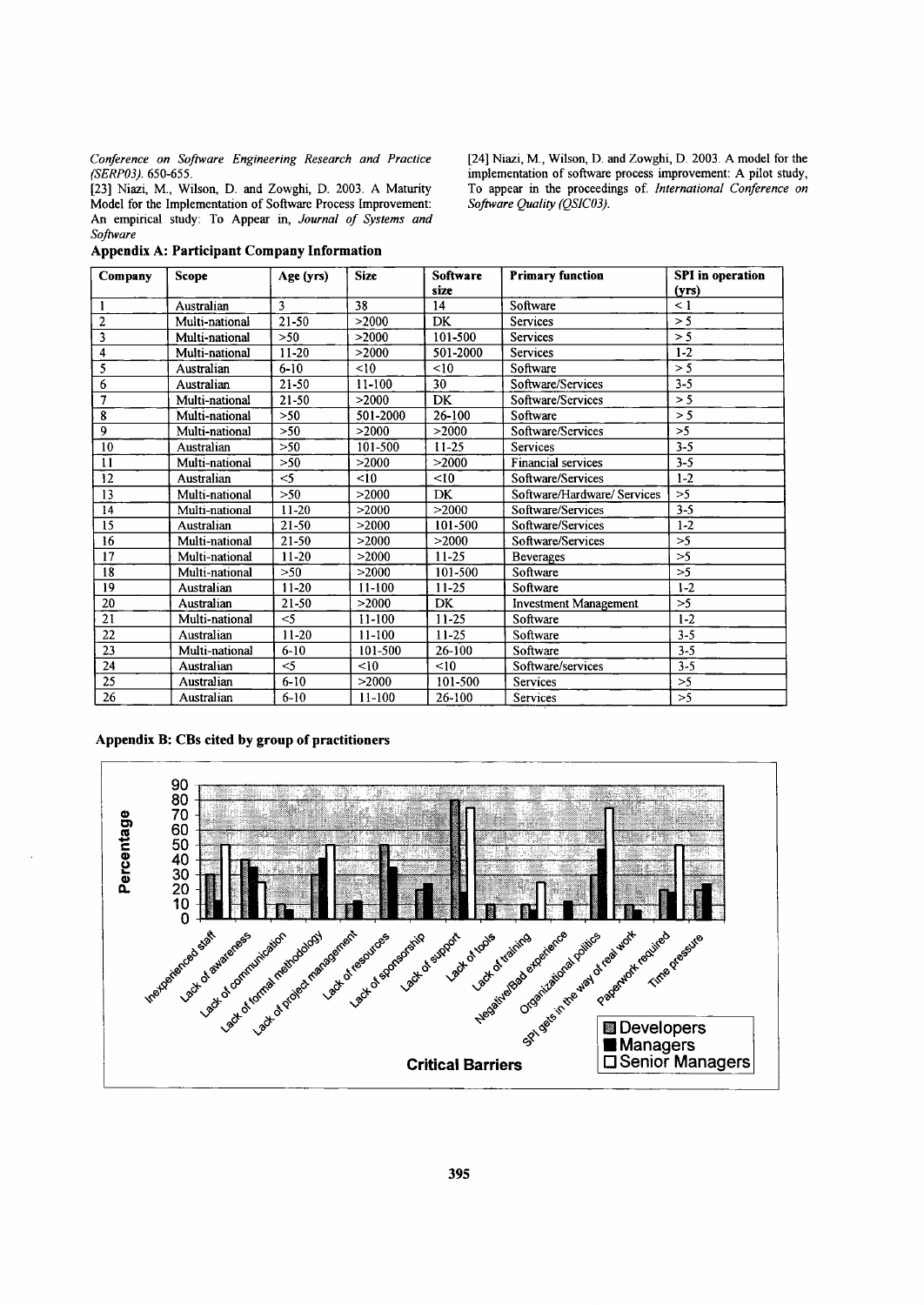*Conference on Software Engineering Research and Practice (SERP03)*. 650-655.

[23] Niazi, M., Wilson, D. and Zowghi, D. 2003. A Maturity Model for the Implementation of Software Process Improvement: An empirical study: To Appear in, *Journal of Systems and Software*

[24] Niazi, M., Wilson, D. and Zowghi, D. 2003. A model for the implementation of software process improvement: A pilot study, To appear in the proceedings of. *International Conference on Software Quality (QSIC03)*.

## Appendix A: Participant Company Information

| Company | Scope | Age (yrs) | Size | Software size | Primary function | SPI in operation (yrs) |
|---|---|---|---|---|---|---|
| 1 | Australian | 3 | 38 | 14 | Software | < 1 |
| 2 | Multi-national | 21-50 | >2000 | DK | Services | > 5 |
| 3 | Multi-national | >50 | >2000 | 101-500 | Services | > 5 |
| 4 | Multi-national | 11-20 | >2000 | 501-2000 | Services | 1-2 |
| 5 | Australian | 6-10 | <10 | <10 | Software | > 5 |
| 6 | Australian | 21-50 | 11-100 | 30 | Software/Services | 3-5 |
| 7 | Multi-national | 21-50 | >2000 | DK | Software/Services | > 5 |
| 8 | Multi-national | >50 | 501-2000 | 26-100 | Software | > 5 |
| 9 | Multi-national | >50 | >2000 | >2000 | Software/Services | >5 |
| 10 | Australian | >50 | 101-500 | 11-25 | Services | 3-5 |
| 11 | Multi-national | >50 | >2000 | >2000 | Financial services | 3-5 |
| 12 | Australian | <5 | <10 | <10 | Software/Services | 1-2 |
| 13 | Multi-national | >50 | >2000 | DK | Software/Hardware/ Services | >5 |
| 14 | Multi-national | 11-20 | >2000 | >2000 | Software/Services | 3-5 |
| 15 | Australian | 21-50 | >2000 | 101-500 | Software/Services | 1-2 |
| 16 | Multi-national | 21-50 | >2000 | >2000 | Software/Services | >5 |
| 17 | Multi-national | 11-20 | >2000 | 11-25 | Beverages | >5 |
| 18 | Multi-national | >50 | >2000 | 101-500 | Software | >5 |
| 19 | Australian | 11-20 | 11-100 | 11-25 | Software | 1-2 |
| 20 | Australian | 21-50 | >2000 | DK | Investment Management | >5 |
| 21 | Multi-national | <5 | 11-100 | 11-25 | Software | 1-2 |
| 22 | Australian | 11-20 | 11-100 | 11-25 | Software | 3-5 |
| 23 | Multi-national | 6-10 | 101-500 | 26-100 | Software | 3-5 |
| 24 | Australian | <5 | <10 | <10 | Software/services | 3-5 |
| 25 | Australian | 6-10 | >2000 | 101-500 | Services | >5 |
| 26 | Australian | 6-10 | 11-100 | 26-100 | Services | >5 |

## Appendix B: CBs cited by group of practitioners

Percentage
90
80
70
60
50
40
30
20
10
0

Inexperienced staff
Lack of awareness
Lack of communication
Lack of formal methodology
Lack of project management
Lack of resources
Lack of sponsorship
Lack of support
Lack of tools
Lack of training
Negative/Bad experience
Organizational politics
SPI gets in the way of real work
Paperwork required
Time pressure

Critical Barriers

Developers
Managers
Senior Managers